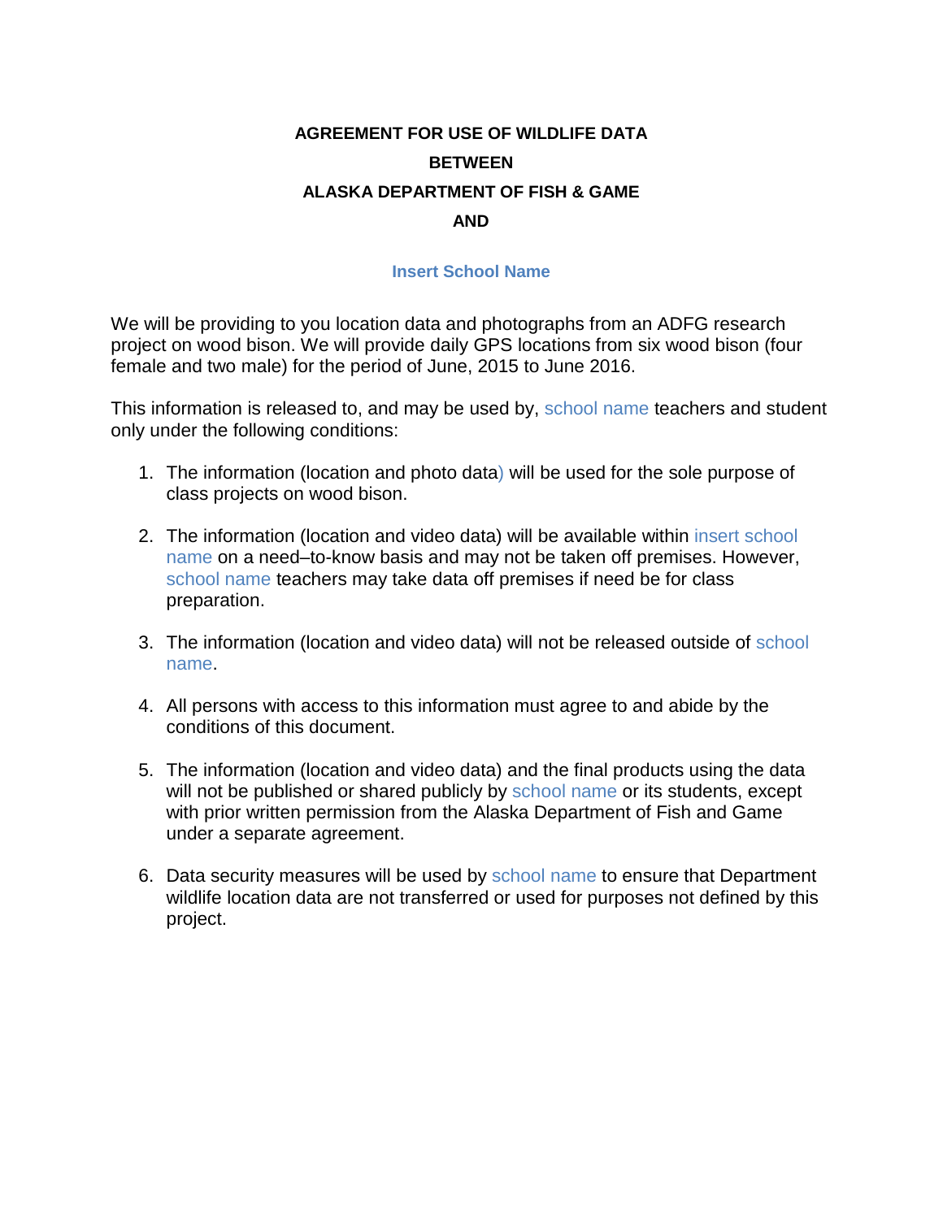**AGREEMENT FOR USE OF WILDLIFE DATA**

**BETWEEN**

**ALASKA DEPARTMENT OF FISH & GAME**

**AND**

**Insert School Name**

We will be providing to you location data and photographs from an ADFG research project on wood bison. We will provide daily GPS locations from six wood bison (four female and two male) for the period of June, 2015 to June 2016.

This information is released to, and may be used by, school name teachers and student only under the following conditions:

1. The information (location and photo data) will be used for the sole purpose of class projects on wood bison.

2. The information (location and video data) will be available within insert school name on a need–to-know basis and may not be taken off premises. However, school name teachers may take data off premises if need be for class preparation.

3. The information (location and video data) will not be released outside of school name.

4. All persons with access to this information must agree to and abide by the conditions of this document.

5. The information (location and video data) and the final products using the data will not be published or shared publicly by school name or its students, except with prior written permission from the Alaska Department of Fish and Game under a separate agreement.

6. Data security measures will be used by school name to ensure that Department wildlife location data are not transferred or used for purposes not defined by this project.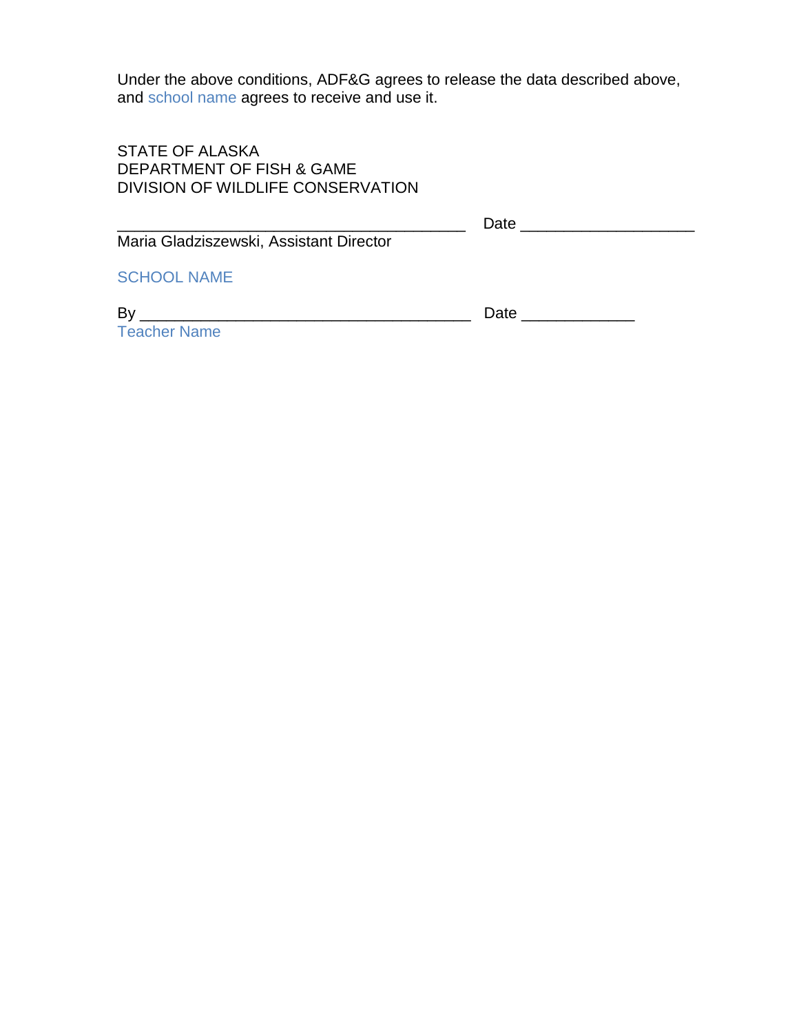Under the above conditions, ADF&G agrees to release the data described above, and school name agrees to receive and use it.

STATE OF ALASKA
DEPARTMENT OF FISH & GAME
DIVISION OF WILDLIFE CONSERVATION

_________________________________________ Date ____________________
Maria Gladziszewski, Assistant Director

SCHOOL NAME

By _______________________________________ Date _____________
Teacher Name